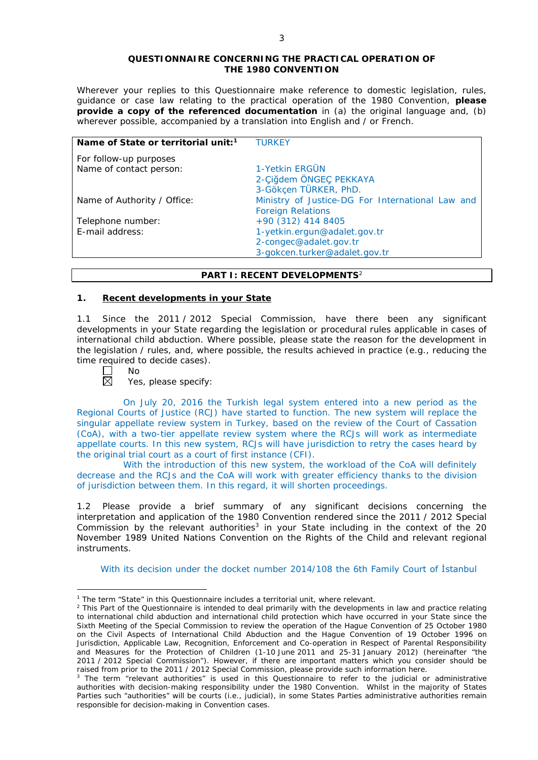**QUESTIONNAIRE CONCERNING THE PRACTICAL OPERATION OF THE 1980 CONVENTION**

Wherever your replies to this Questionnaire make reference to domestic legislation, rules, guidance or case law relating to the practical operation of the 1980 Convention, **please provide a copy of the referenced documentation** in (a) the original language and, (b) wherever possible, accompanied by a translation into English and / or French.

| **Name of State or territorial unit:**[1] | TURKEY |
|---|---|
| For follow-up purposes | |
| Name of contact person: | 1-Yetkin ERGÜN<br>2-Çiğdem ÖNGEÇ PEKKAYA<br>3-Gökçen TÜRKER, PhD. |
| Name of Authority / Office: | Ministry of Justice-DG For International Law and Foreign Relations |
| Telephone number: | +90 (312) 414 8405 |
| E-mail address: | 1-yetkin.ergun@adalet.gov.tr<br>2-congec@adalet.gov.tr<br>3-gokcen.turker@adalet.gov.tr |

## PART I: RECENT DEVELOPMENTS[2]

### 1. Recent developments in your State

1.1 Since the 2011 / 2012 Special Commission, have there been any significant developments in your State regarding the legislation or procedural rules applicable in cases of international child abduction. Where possible, please state the reason for the development in the legislation / rules, and, where possible, the results achieved in practice (e.g., reducing the time required to decide cases).

☐ No
☒ Yes, please specify:

On July 20, 2016 the Turkish legal system entered into a new period as the Regional Courts of Justice (RCJ) have started to function. The new system will replace the singular appellate review system in Turkey, based on the review of the Court of Cassation (CoA), with a two-tier appellate review system where the RCJs will work as intermediate appellate courts. In this new system, RCJs will have jurisdiction to retry the cases heard by the original trial court as a court of first instance (CFI).

With the introduction of this new system, the workload of the CoA will definitely decrease and the RCJs and the CoA will work with greater efficiency thanks to the division of jurisdiction between them. In this regard, it will shorten proceedings.

1.2 Please provide a brief summary of any significant decisions concerning the interpretation and application of the 1980 Convention rendered since the 2011 / 2012 Special Commission by the relevant authorities[3] in your State including in the context of the 20 November 1989 United Nations Convention on the Rights of the Child and relevant regional instruments.

With its decision under the docket number 2014/108 the 6th Family Court of İstanbul

[1] The term "State" in this Questionnaire includes a territorial unit, where relevant.

[2] This Part of the Questionnaire is intended to deal primarily with the developments in law and practice relating to international child abduction and international child protection which have occurred in your State since the Sixth Meeting of the Special Commission to review the operation of the Hague Convention of 25 October 1980 on the Civil Aspects of International Child Abduction and the Hague Convention of 19 October 1996 on Jurisdiction, Applicable Law, Recognition, Enforcement and Co-operation in Respect of Parental Responsibility and Measures for the Protection of Children (1-10 June 2011 and 25-31 January 2012) (hereinafter "the 2011 / 2012 Special Commission"). However, if there are important matters which you consider should be raised from prior to the 2011 / 2012 Special Commission, please provide such information here.

[3] The term "relevant authorities" is used in this Questionnaire to refer to the judicial or administrative authorities with decision-making responsibility under the 1980 Convention. Whilst in the majority of States Parties such "authorities" will be courts (i.e., judicial), in some States Parties administrative authorities remain responsible for decision-making in Convention cases.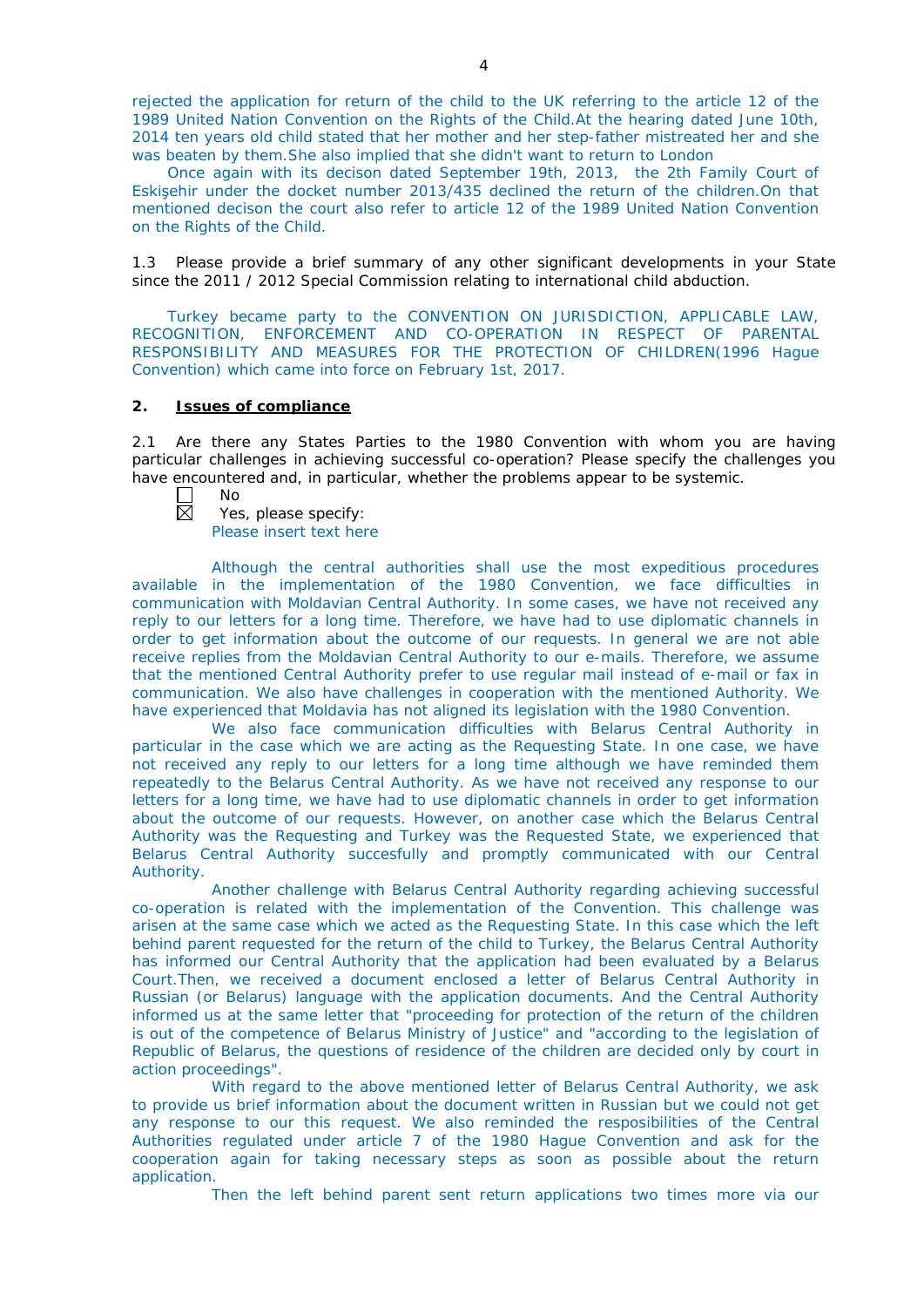rejected the application for return of the child to the UK referring to the article 12 of the 1989 United Nation Convention on the Rights of the Child.At the hearing dated June 10th, 2014 ten years old child stated that her mother and her step-father mistreated her and she was beaten by them.She also implied that she didn't want to return to London

Once again with its decison dated September 19th, 2013, the 2th Family Court of Eskişehir under the docket number 2013/435 declined the return of the children.On that mentioned decison the court also refer to article 12 of the 1989 United Nation Convention on the Rights of the Child.

1.3 Please provide a brief summary of any other significant developments in your State since the 2011 / 2012 Special Commission relating to international child abduction.

Turkey became party to the CONVENTION ON JURISDICTION, APPLICABLE LAW, RECOGNITION, ENFORCEMENT AND CO-OPERATION IN RESPECT OF PARENTAL RESPONSIBILITY AND MEASURES FOR THE PROTECTION OF CHILDREN(1996 Hague Convention) which came into force on February 1st, 2017.

## 2. Issues of compliance

2.1 Are there any States Parties to the 1980 Convention with whom you are having particular challenges in achieving successful co-operation? Please specify the challenges you have encountered and, in particular, whether the problems appear to be systemic.

☐ No
☒ Yes, please specify:
Please insert text here

Although the central authorities shall use the most expeditious procedures available in the implementation of the 1980 Convention, we face difficulties in communication with Moldavian Central Authority. In some cases, we have not received any reply to our letters for a long time. Therefore, we have had to use diplomatic channels in order to get information about the outcome of our requests. In general we are not able receive replies from the Moldavian Central Authority to our e-mails. Therefore, we assume that the mentioned Central Authority prefer to use regular mail instead of e-mail or fax in communication. We also have challenges in cooperation with the mentioned Authority. We have experienced that Moldavia has not aligned its legislation with the 1980 Convention.

We also face communication difficulties with Belarus Central Authority in particular in the case which we are acting as the Requesting State. In one case, we have not received any reply to our letters for a long time although we have reminded them repeatedly to the Belarus Central Authority. As we have not received any response to our letters for a long time, we have had to use diplomatic channels in order to get information about the outcome of our requests. However, on another case which the Belarus Central Authority was the Requesting and Turkey was the Requested State, we experienced that Belarus Central Authority succesfully and promptly communicated with our Central Authority.

Another challenge with Belarus Central Authority regarding achieving successful co-operation is related with the implementation of the Convention. This challenge was arisen at the same case which we acted as the Requesting State. In this case which the left behind parent requested for the return of the child to Turkey, the Belarus Central Authority has informed our Central Authority that the application had been evaluated by a Belarus Court.Then, we received a document enclosed a letter of Belarus Central Authority in Russian (or Belarus) language with the application documents. And the Central Authority informed us at the same letter that "proceeding for protection of the return of the children is out of the competence of Belarus Ministry of Justice" and "according to the legislation of Republic of Belarus, the questions of residence of the children are decided only by court in action proceedings".

With regard to the above mentioned letter of Belarus Central Authority, we ask to provide us brief information about the document written in Russian but we could not get any response to our this request. We also reminded the resposibilities of the Central Authorities regulated under article 7 of the 1980 Hague Convention and ask for the cooperation again for taking necessary steps as soon as possible about the return application.

Then the left behind parent sent return applications two times more via our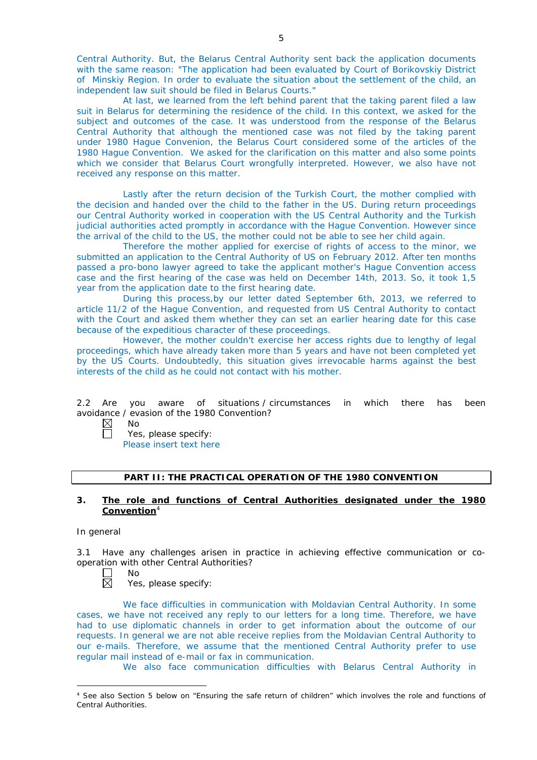Central Authority. But, the Belarus Central Authority sent back the application documents with the same reason: "The application had been evaluated by Court of Borikovskiy District of Minskiy Region. In order to evaluate the situation about the settlement of the child, an independent law suit should be filed in Belarus Courts."

At last, we learned from the left behind parent that the taking parent filed a law suit in Belarus for determining the residence of the child. In this context, we asked for the subject and outcomes of the case. It was understood from the response of the Belarus Central Authority that although the mentioned case was not filed by the taking parent under 1980 Hague Convenion, the Belarus Court considered some of the articles of the 1980 Hague Convention. We asked for the clarification on this matter and also some points which we consider that Belarus Court wrongfully interpreted. However, we also have not received any response on this matter.

Lastly after the return decision of the Turkish Court, the mother complied with the decision and handed over the child to the father in the US. During return proceedings our Central Authority worked in cooperation with the US Central Authority and the Turkish judicial authorities acted promptly in accordance with the Hague Convention. However since the arrival of the child to the US, the mother could not be able to see her child again.

Therefore the mother applied for exercise of rights of access to the minor, we submitted an application to the Central Authority of US on February 2012. After ten months passed a pro-bono lawyer agreed to take the applicant mother's Hague Convention access case and the first hearing of the case was held on December 14th, 2013. So, it took 1,5 year from the application date to the first hearing date.

During this process,by our letter dated September 6th, 2013, we referred to article 11/2 of the Hague Convention, and requested from US Central Authority to contact with the Court and asked them whether they can set an earlier hearing date for this case because of the expeditious character of these proceedings.

However, the mother couldn't exercise her access rights due to lengthy of legal proceedings, which have already taken more than 5 years and have not been completed yet by the US Courts. Undoubtedly, this situation gives irrevocable harms against the best interests of the child as he could not contact with his mother.

2.2 Are you aware of situations / circumstances in which there has been avoidance / evasion of the 1980 Convention?

☒ No
☐ Yes, please specify:
Please insert text here

## PART II: THE PRACTICAL OPERATION OF THE 1980 CONVENTION

### 3. The role and functions of Central Authorities designated under the 1980 Convention[4]

In general

3.1 Have any challenges arisen in practice in achieving effective communication or co-operation with other Central Authorities?

☐ No
☒ Yes, please specify:

We face difficulties in communication with Moldavian Central Authority. In some cases, we have not received any reply to our letters for a long time. Therefore, we have had to use diplomatic channels in order to get information about the outcome of our requests. In general we are not able receive replies from the Moldavian Central Authority to our e-mails. Therefore, we assume that the mentioned Central Authority prefer to use regular mail instead of e-mail or fax in communication.

We also face communication difficulties with Belarus Central Authority in

[4] See also Section 5 below on "Ensuring the safe return of children" which involves the role and functions of Central Authorities.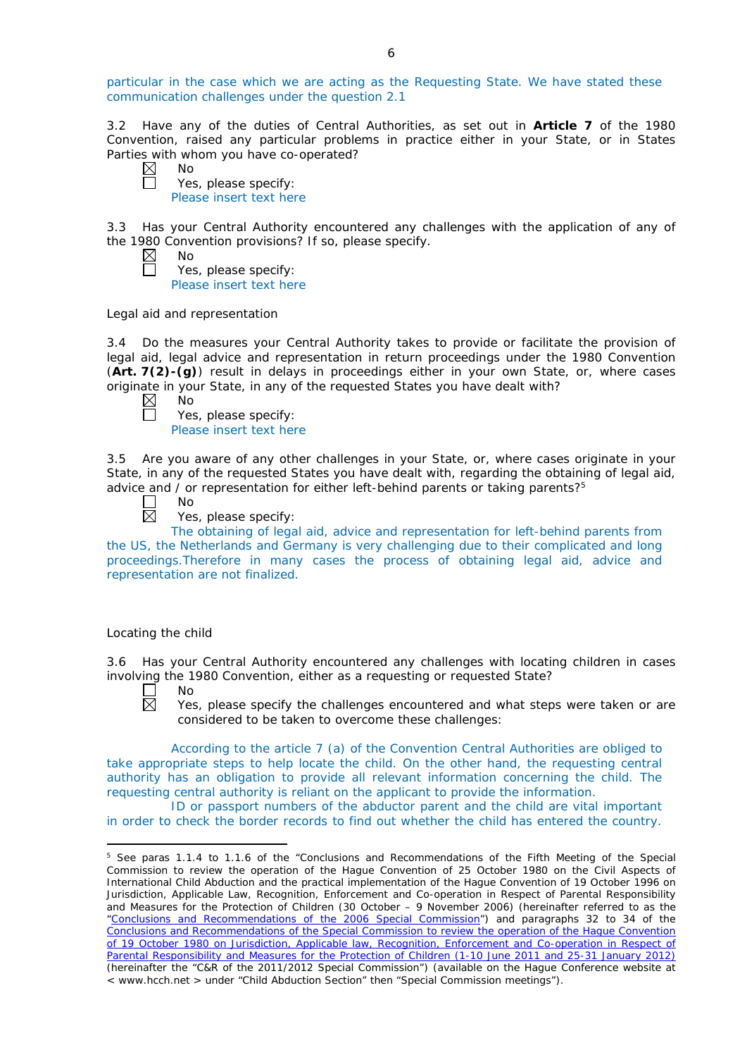particular in the case which we are acting as the Requesting State. We have stated these communication challenges under the question 2.1

3.2 Have any of the duties of Central Authorities, as set out in **Article 7** of the 1980 Convention, raised any particular problems in practice either in your State, or in States Parties with whom you have co-operated?

☒ No
☐ Yes, please specify:
Please insert text here

3.3 Has your Central Authority encountered any challenges with the application of any of the 1980 Convention provisions? If so, please specify.

☒ No
☐ Yes, please specify:
Please insert text here

Legal aid and representation

3.4 Do the measures your Central Authority takes to provide or facilitate the provision of legal aid, legal advice and representation in return proceedings under the 1980 Convention (**Art. 7(2)-(g)**) result in delays in proceedings either in your own State, or, where cases originate in your State, in any of the requested States you have dealt with?

☒ No
☐ Yes, please specify:
Please insert text here

3.5 Are you aware of any other challenges in your State, or, where cases originate in your State, in any of the requested States you have dealt with, regarding the obtaining of legal aid, advice and / or representation for either left-behind parents or taking parents?[5]

☐ No
☒ Yes, please specify:
The obtaining of legal aid, advice and representation for left-behind parents from the US, the Netherlands and Germany is very challenging due to their complicated and long proceedings.Therefore in many cases the process of obtaining legal aid, advice and representation are not finalized.

Locating the child

3.6 Has your Central Authority encountered any challenges with locating children in cases involving the 1980 Convention, either as a requesting or requested State?

☐ No
☒ Yes, please specify the challenges encountered and what steps were taken or are considered to be taken to overcome these challenges:

According to the article 7 (a) of the Convention Central Authorities are obliged to take appropriate steps to help locate the child. On the other hand, the requesting central authority has an obligation to provide all relevant information concerning the child. The requesting central authority is reliant on the applicant to provide the information.

ID or passport numbers of the abductor parent and the child are vital important in order to check the border records to find out whether the child has entered the country.

---

[5] See paras 1.1.4 to 1.1.6 of the "Conclusions and Recommendations of the Fifth Meeting of the Special Commission to review the operation of the Hague Convention of 25 October 1980 on the Civil Aspects of International Child Abduction and the practical implementation of the Hague Convention of 19 October 1996 on Jurisdiction, Applicable Law, Recognition, Enforcement and Co-operation in Respect of Parental Responsibility and Measures for the Protection of Children (30 October – 9 November 2006) (hereinafter referred to as the "Conclusions and Recommendations of the 2006 Special Commission") and paragraphs 32 to 34 of the Conclusions and Recommendations of the Special Commission to review the operation of the Hague Convention of 19 October 1980 on Jurisdiction, Applicable law, Recognition, Enforcement and Co-operation in Respect of Parental Responsibility and Measures for the Protection of Children (1-10 June 2011 and 25-31 January 2012) (hereinafter the "C&R of the 2011/2012 Special Commission") (available on the Hague Conference website at < www.hcch.net > under "Child Abduction Section" then "Special Commission meetings").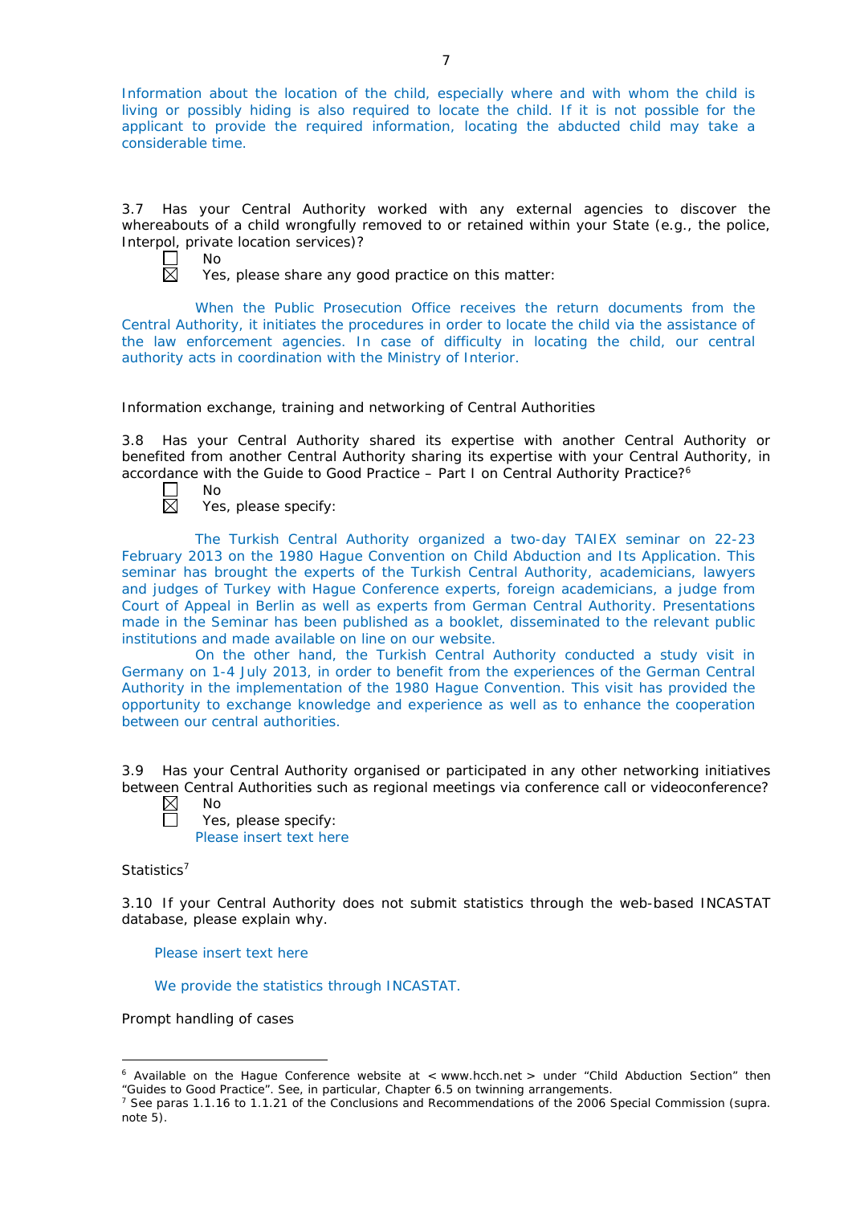Information about the location of the child, especially where and with whom the child is living or possibly hiding is also required to locate the child. If it is not possible for the applicant to provide the required information, locating the abducted child may take a considerable time.

3.7 Has your Central Authority worked with any external agencies to discover the whereabouts of a child wrongfully removed to or retained within your State (e.g., the police, Interpol, private location services)?

☐ No
☒ Yes, please share any good practice on this matter:

When the Public Prosecution Office receives the return documents from the Central Authority, it initiates the procedures in order to locate the child via the assistance of the law enforcement agencies. In case of difficulty in locating the child, our central authority acts in coordination with the Ministry of Interior.

Information exchange, training and networking of Central Authorities

3.8 Has your Central Authority shared its expertise with another Central Authority or benefited from another Central Authority sharing its expertise with your Central Authority, in accordance with the Guide to Good Practice – Part I on Central Authority Practice?[6]

☐ No
☒ Yes, please specify:

The Turkish Central Authority organized a two-day TAIEX seminar on 22-23 February 2013 on the 1980 Hague Convention on Child Abduction and Its Application. This seminar has brought the experts of the Turkish Central Authority, academicians, lawyers and judges of Turkey with Hague Conference experts, foreign academicians, a judge from Court of Appeal in Berlin as well as experts from German Central Authority. Presentations made in the Seminar has been published as a booklet, disseminated to the relevant public institutions and made available on line on our website.

On the other hand, the Turkish Central Authority conducted a study visit in Germany on 1-4 July 2013, in order to benefit from the experiences of the German Central Authority in the implementation of the 1980 Hague Convention. This visit has provided the opportunity to exchange knowledge and experience as well as to enhance the cooperation between our central authorities.

3.9 Has your Central Authority organised or participated in any other networking initiatives between Central Authorities such as regional meetings via conference call or videoconference?

☒ No
☐ Yes, please specify:
Please insert text here

Statistics[7]

3.10 If your Central Authority does not submit statistics through the web-based INCASTAT database, please explain why.

Please insert text here

We provide the statistics through INCASTAT.

Prompt handling of cases

---

[6] Available on the Hague Conference website at < www.hcch.net > under "Child Abduction Section" then "Guides to Good Practice". See, in particular, Chapter 6.5 on twinning arrangements.

[7] See paras 1.1.16 to 1.1.21 of the Conclusions and Recommendations of the 2006 Special Commission (supra. note 5).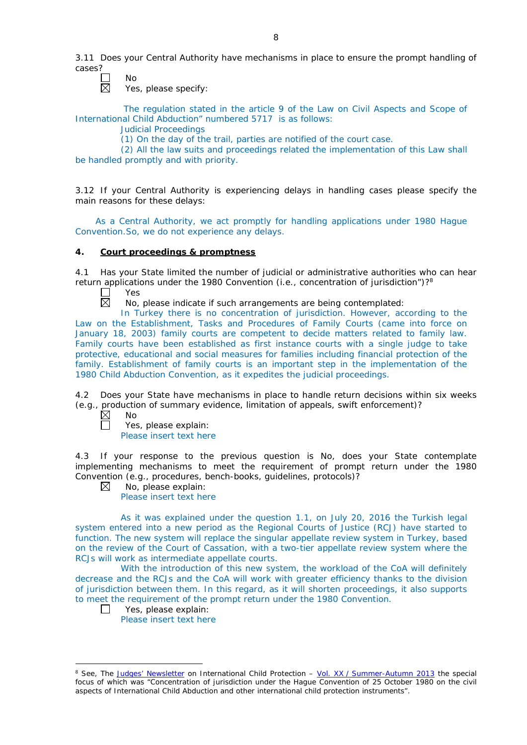3.11 Does your Central Authority have mechanisms in place to ensure the prompt handling of cases?

☐ No
☒ Yes, please specify:

The regulation stated in the article 9 of the Law on Civil Aspects and Scope of International Child Abduction" numbered 5717 is as follows:

Judicial Proceedings

(1) On the day of the trail, parties are notified of the court case.

(2) All the law suits and proceedings related the implementation of this Law shall be handled promptly and with priority.

3.12 If your Central Authority is experiencing delays in handling cases please specify the main reasons for these delays:

As a Central Authority, we act promptly for handling applications under 1980 Hague Convention.So, we do not experience any delays.

## 4. Court proceedings & promptness

4.1 Has your State limited the number of judicial or administrative authorities who can hear return applications under the 1980 Convention (i.e., concentration of jurisdiction")?[8]

☐ Yes
☒ No, please indicate if such arrangements are being contemplated:

In Turkey there is no concentration of jurisdiction. However, according to the Law on the Establishment, Tasks and Procedures of Family Courts (came into force on January 18, 2003) family courts are competent to decide matters related to family law. Family courts have been established as first instance courts with a single judge to take protective, educational and social measures for families including financial protection of the family. Establishment of family courts is an important step in the implementation of the 1980 Child Abduction Convention, as it expedites the judicial proceedings.

4.2 Does your State have mechanisms in place to handle return decisions within six weeks (e.g., production of summary evidence, limitation of appeals, swift enforcement)?

☒ No
☐ Yes, please explain:

Please insert text here

4.3 If your response to the previous question is No, does your State contemplate implementing mechanisms to meet the requirement of prompt return under the 1980 Convention (e.g., procedures, bench-books, guidelines, protocols)?

☒ No, please explain:

Please insert text here

As it was explained under the question 1.1, on July 20, 2016 the Turkish legal system entered into a new period as the Regional Courts of Justice (RCJ) have started to function. The new system will replace the singular appellate review system in Turkey, based on the review of the Court of Cassation, with a two-tier appellate review system where the RCJs will work as intermediate appellate courts.

With the introduction of this new system, the workload of the CoA will definitely decrease and the RCJs and the CoA will work with greater efficiency thanks to the division of jurisdiction between them. In this regard, as it will shorten proceedings, it also supports to meet the requirement of the prompt return under the 1980 Convention.

☐ Yes, please explain:

Please insert text here

---

[8] See, The Judges' Newsletter on International Child Protection – Vol. XX / Summer-Autumn 2013 the special focus of which was "Concentration of jurisdiction under the Hague Convention of 25 October 1980 on the civil aspects of International Child Abduction and other international child protection instruments".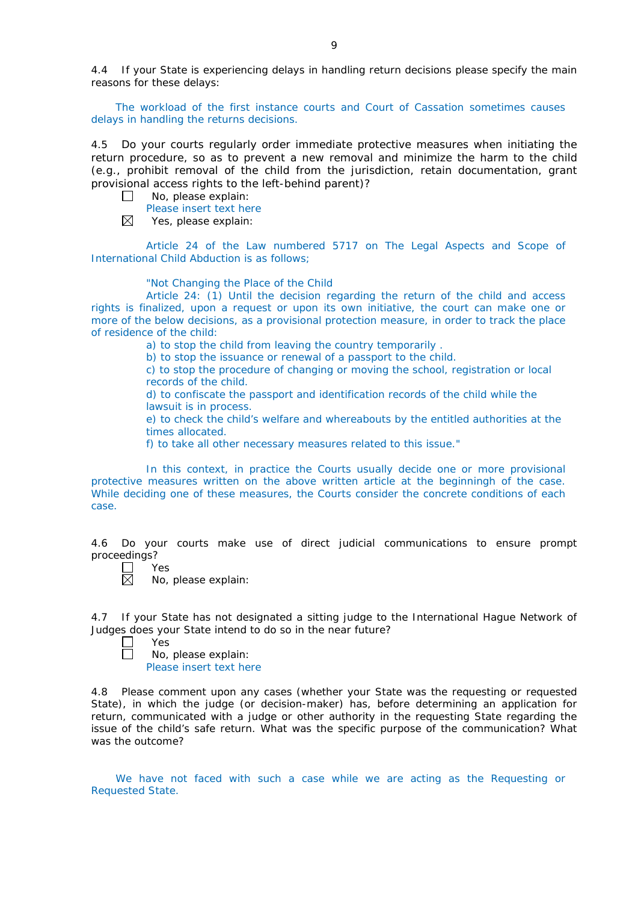4.4 If your State is experiencing delays in handling return decisions please specify the main reasons for these delays:

The workload of the first instance courts and Court of Cassation sometimes causes delays in handling the returns decisions.

4.5 Do your courts regularly order immediate protective measures when initiating the return procedure, so as to prevent a new removal and minimize the harm to the child (e.g., prohibit removal of the child from the jurisdiction, retain documentation, grant provisional access rights to the left-behind parent)?

☐ No, please explain:
Please insert text here

☒ Yes, please explain:

Article 24 of the Law numbered 5717 on The Legal Aspects and Scope of International Child Abduction is as follows;

"Not Changing the Place of the Child
Article 24: (1) Until the decision regarding the return of the child and access rights is finalized, upon a request or upon its own initiative, the court can make one or more of the below decisions, as a provisional protection measure, in order to track the place of residence of the child:

a) to stop the child from leaving the country temporarily .
b) to stop the issuance or renewal of a passport to the child.
c) to stop the procedure of changing or moving the school, registration or local records of the child.
d) to confiscate the passport and identification records of the child while the lawsuit is in process.
e) to check the child's welfare and whereabouts by the entitled authorities at the times allocated.
f) to take all other necessary measures related to this issue."

In this context, in practice the Courts usually decide one or more provisional protective measures written on the above written article at the beginningh of the case. While deciding one of these measures, the Courts consider the concrete conditions of each case.

4.6 Do your courts make use of direct judicial communications to ensure prompt proceedings?

☐ Yes

☒ No, please explain:

4.7 If your State has not designated a sitting judge to the International Hague Network of Judges does your State intend to do so in the near future?

☐ Yes

☐ No, please explain:
Please insert text here

4.8 Please comment upon any cases (whether your State was the requesting or requested State), in which the judge (or decision-maker) has, before determining an application for return, communicated with a judge or other authority in the requesting State regarding the issue of the child's safe return. What was the specific purpose of the communication? What was the outcome?

We have not faced with such a case while we are acting as the Requesting or Requested State.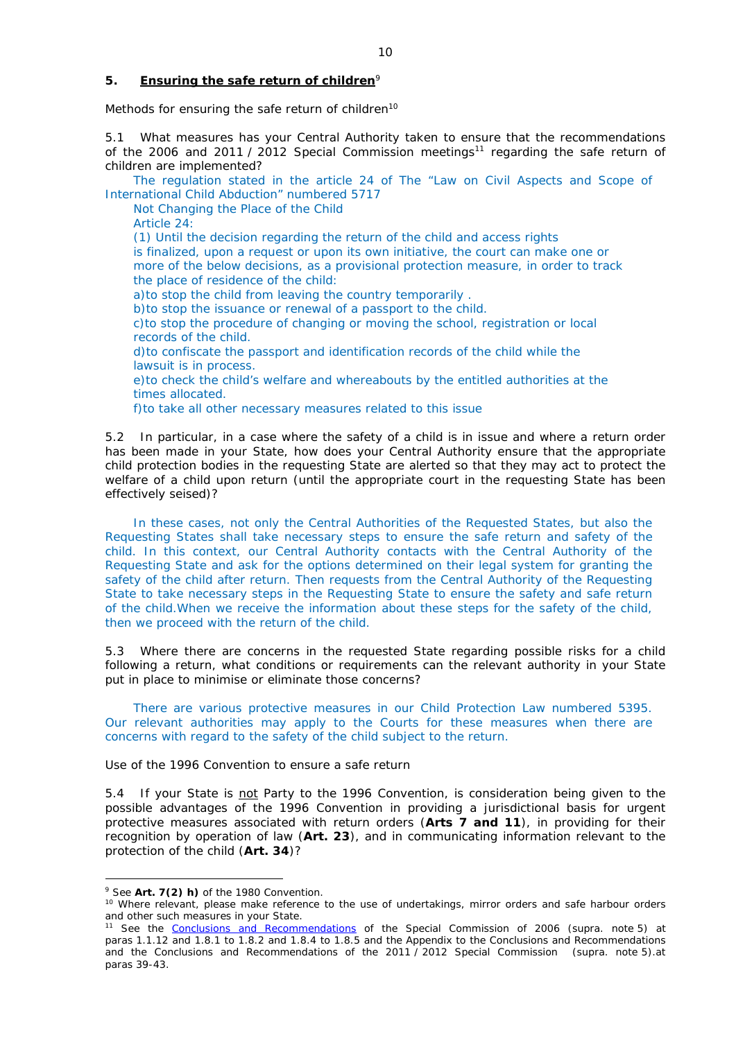## 5. Ensuring the safe return of children[9]

Methods for ensuring the safe return of children[10]

5.1 What measures has your Central Authority taken to ensure that the recommendations of the 2006 and 2011 / 2012 Special Commission meetings[11] regarding the safe return of children are implemented?

The regulation stated in the article 24 of The "Law on Civil Aspects and Scope of International Child Abduction" numbered 5717

Not Changing the Place of the Child

Article 24:

(1) Until the decision regarding the return of the child and access rights is finalized, upon a request or upon its own initiative, the court can make one or more of the below decisions, as a provisional protection measure, in order to track the place of residence of the child:

a)to stop the child from leaving the country temporarily .

b)to stop the issuance or renewal of a passport to the child.

c)to stop the procedure of changing or moving the school, registration or local records of the child.

d)to confiscate the passport and identification records of the child while the lawsuit is in process.

e)to check the child's welfare and whereabouts by the entitled authorities at the times allocated.

f)to take all other necessary measures related to this issue

5.2 In particular, in a case where the safety of a child is in issue and where a return order has been made in your State, how does your Central Authority ensure that the appropriate child protection bodies in the requesting State are alerted so that they may act to protect the welfare of a child upon return (until the appropriate court in the requesting State has been effectively seised)?

In these cases, not only the Central Authorities of the Requested States, but also the Requesting States shall take necessary steps to ensure the safe return and safety of the child. In this context, our Central Authority contacts with the Central Authority of the Requesting State and ask for the options determined on their legal system for granting the safety of the child after return. Then requests from the Central Authority of the Requesting State to take necessary steps in the Requesting State to ensure the safety and safe return of the child.When we receive the information about these steps for the safety of the child, then we proceed with the return of the child.

5.3 Where there are concerns in the requested State regarding possible risks for a child following a return, what conditions or requirements can the relevant authority in your State put in place to minimise or eliminate those concerns?

There are various protective measures in our Child Protection Law numbered 5395. Our relevant authorities may apply to the Courts for these measures when there are concerns with regard to the safety of the child subject to the return.

Use of the 1996 Convention to ensure a safe return

5.4 If your State is not Party to the 1996 Convention, is consideration being given to the possible advantages of the 1996 Convention in providing a jurisdictional basis for urgent protective measures associated with return orders (**Arts 7 and 11**), in providing for their recognition by operation of law (**Art. 23**), and in communicating information relevant to the protection of the child (**Art. 34**)?

---

[9] See **Art. 7(2) h)** of the 1980 Convention.

[10] Where relevant, please make reference to the use of undertakings, mirror orders and safe harbour orders and other such measures in your State.

[11] See the Conclusions and Recommendations of the Special Commission of 2006 (supra. note 5) at paras 1.1.12 and 1.8.1 to 1.8.2 and 1.8.4 to 1.8.5 and the Appendix to the Conclusions and Recommendations and the Conclusions and Recommendations of the 2011 / 2012 Special Commission (supra. note 5).at paras 39-43.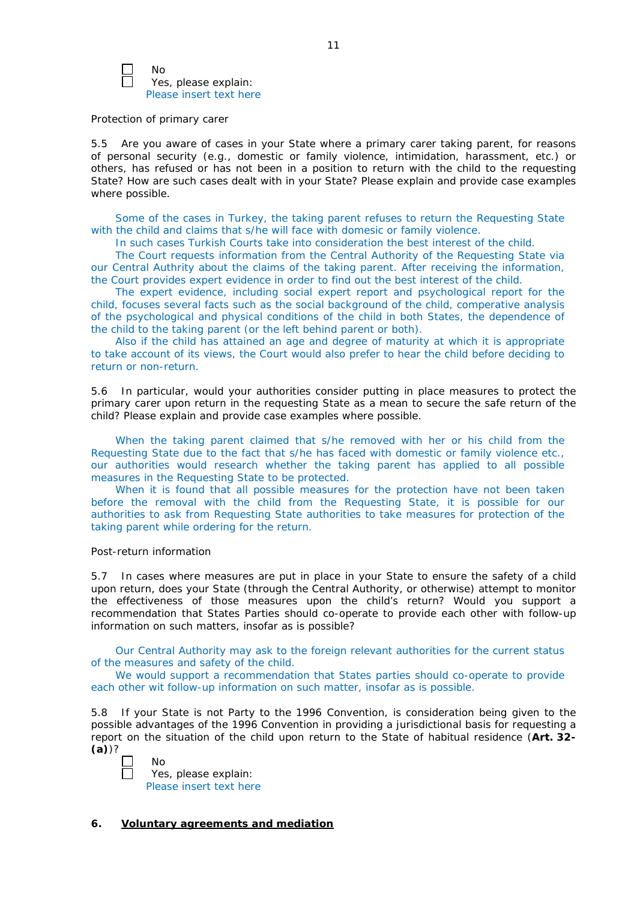☐ No
☐ Yes, please explain:
Please insert text here

Protection of primary carer

5.5 Are you aware of cases in your State where a primary carer taking parent, for reasons of personal security (e.g., domestic or family violence, intimidation, harassment, etc.) or others, has refused or has not been in a position to return with the child to the requesting State? How are such cases dealt with in your State? Please explain and provide case examples where possible.

Some of the cases in Turkey, the taking parent refuses to return the Requesting State with the child and claims that s/he will face with domesic or family violence.

In such cases Turkish Courts take into consideration the best interest of the child.

The Court requests information from the Central Authority of the Requesting State via our Central Authrity about the claims of the taking parent. After receiving the information, the Court provides expert evidence in order to find out the best interest of the child.

The expert evidence, including social expert report and psychological report for the child, focuses several facts such as the social background of the child, comperative analysis of the psychological and physical conditions of the child in both States, the dependence of the child to the taking parent (or the left behind parent or both).

Also if the child has attained an age and degree of maturity at which it is appropriate to take account of its views, the Court would also prefer to hear the child before deciding to return or non-return.

5.6 In particular, would your authorities consider putting in place measures to protect the primary carer upon return in the requesting State as a mean to secure the safe return of the child? Please explain and provide case examples where possible.

When the taking parent claimed that s/he removed with her or his child from the Requesting State due to the fact that s/he has faced with domestic or family violence etc., our authorities would research whether the taking parent has applied to all possible measures in the Requesting State to be protected.

When it is found that all possible measures for the protection have not been taken before the removal with the child from the Requesting State, it is possible for our authorities to ask from Requesting State authorities to take measures for protection of the taking parent while ordering for the return.

Post-return information

5.7 In cases where measures are put in place in your State to ensure the safety of a child upon return, does your State (through the Central Authority, or otherwise) attempt to monitor the effectiveness of those measures upon the child's return? Would you support a recommendation that States Parties should co-operate to provide each other with follow-up information on such matters, insofar as is possible?

Our Central Authority may ask to the foreign relevant authorities for the current status of the measures and safety of the child.

We would support a recommendation that States parties should co-operate to provide each other wit follow-up information on such matter, insofar as is possible.

5.8 If your State is not Party to the 1996 Convention, is consideration being given to the possible advantages of the 1996 Convention in providing a jurisdictional basis for requesting a report on the situation of the child upon return to the State of habitual residence (**Art. 32-(a)**)?

☐ No
☐ Yes, please explain:
Please insert text here

## 6. Voluntary agreements and mediation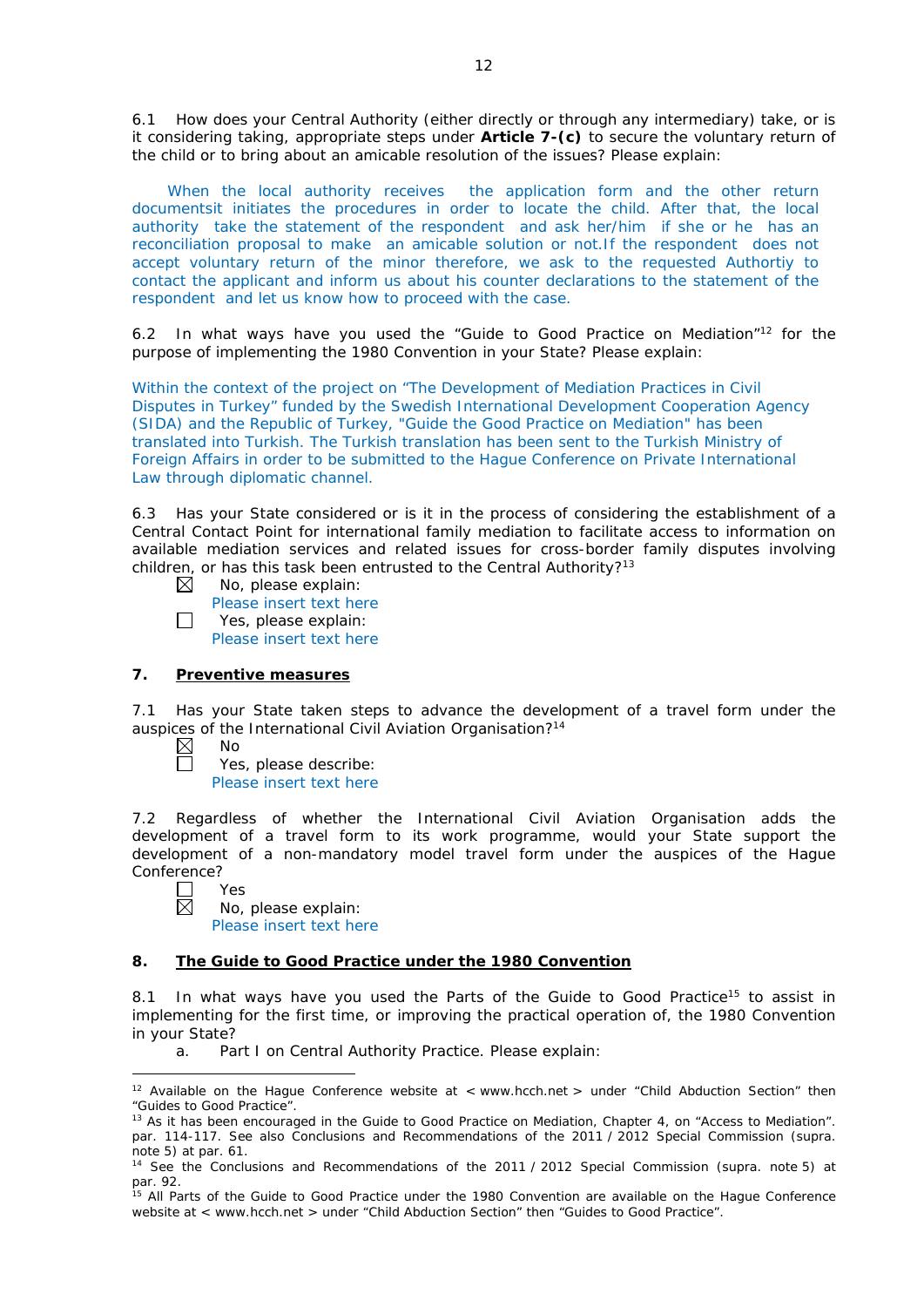6.1 How does your Central Authority (either directly or through any intermediary) take, or is it considering taking, appropriate steps under **Article 7-(c)** to secure the voluntary return of the child or to bring about an amicable resolution of the issues? Please explain:

When the local authority receives the application form and the other return documentsit initiates the procedures in order to locate the child. After that, the local authority take the statement of the respondent and ask her/him if she or he has an reconciliation proposal to make an amicable solution or not.If the respondent does not accept voluntary return of the minor therefore, we ask to the requested Authortiy to contact the applicant and inform us about his counter declarations to the statement of the respondent and let us know how to proceed with the case.

6.2 In what ways have you used the "Guide to Good Practice on Mediation"[12] for the purpose of implementing the 1980 Convention in your State? Please explain:

Within the context of the project on "The Development of Mediation Practices in Civil Disputes in Turkey" funded by the Swedish International Development Cooperation Agency (SIDA) and the Republic of Turkey, "Guide the Good Practice on Mediation" has been translated into Turkish. The Turkish translation has been sent to the Turkish Ministry of Foreign Affairs in order to be submitted to the Hague Conference on Private International Law through diplomatic channel.

6.3 Has your State considered or is it in the process of considering the establishment of a Central Contact Point for international family mediation to facilitate access to information on available mediation services and related issues for cross-border family disputes involving children, or has this task been entrusted to the Central Authority?[13]

☒ No, please explain:
Please insert text here

☐ Yes, please explain:
Please insert text here

## 7. Preventive measures

7.1 Has your State taken steps to advance the development of a travel form under the auspices of the International Civil Aviation Organisation?[14]

☒ No

☐ Yes, please describe:
Please insert text here

7.2 Regardless of whether the International Civil Aviation Organisation adds the development of a travel form to its work programme, would your State support the development of a non-mandatory model travel form under the auspices of the Hague Conference?

☐ Yes

☒ No, please explain:
Please insert text here

## 8. The Guide to Good Practice under the 1980 Convention

8.1 In what ways have you used the Parts of the Guide to Good Practice[15] to assist in implementing for the first time, or improving the practical operation of, the 1980 Convention in your State?

a. Part I on Central Authority Practice. Please explain:

---

[12] Available on the Hague Conference website at < www.hcch.net > under "Child Abduction Section" then "Guides to Good Practice".

[13] As it has been encouraged in the Guide to Good Practice on Mediation, Chapter 4, on "Access to Mediation". par. 114-117. See also Conclusions and Recommendations of the 2011 / 2012 Special Commission (supra. note 5) at par. 61.

[14] See the Conclusions and Recommendations of the 2011 / 2012 Special Commission (supra. note 5) at par. 92.

[15] All Parts of the Guide to Good Practice under the 1980 Convention are available on the Hague Conference website at < www.hcch.net > under "Child Abduction Section" then "Guides to Good Practice".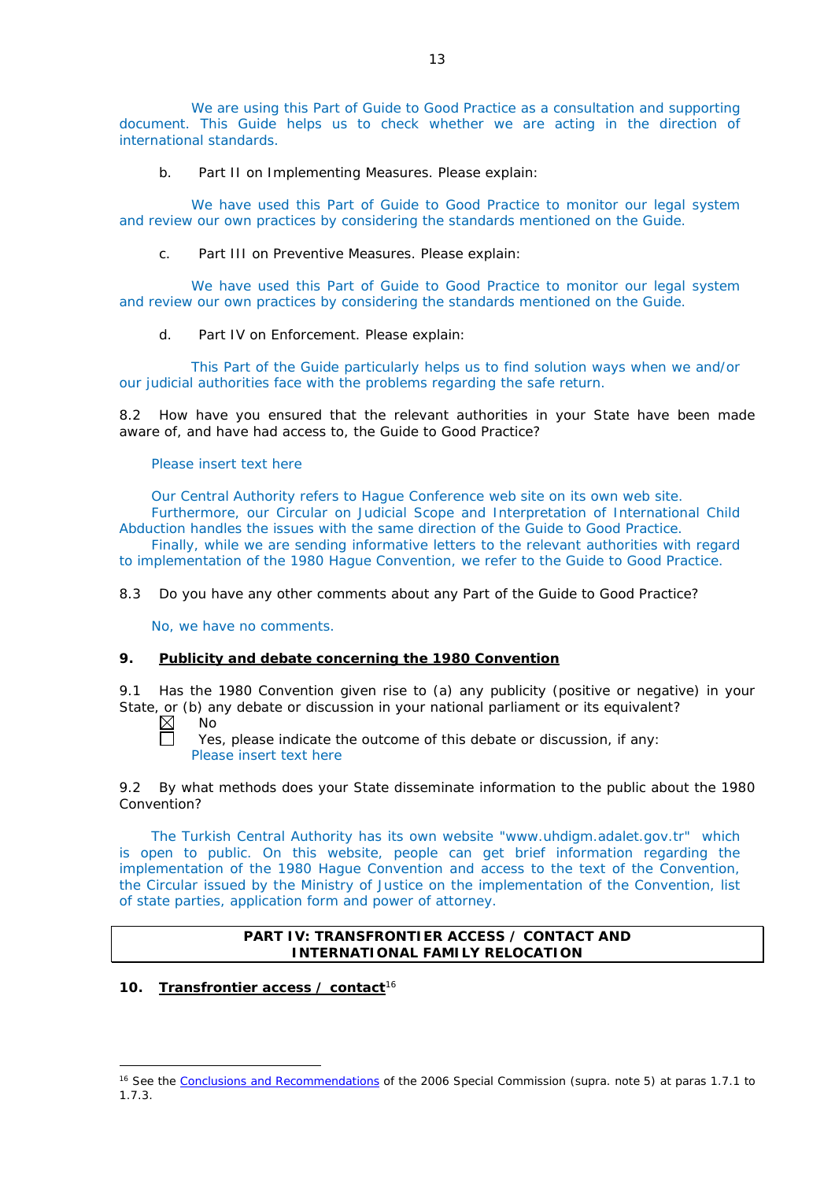We are using this Part of Guide to Good Practice as a consultation and supporting document. This Guide helps us to check whether we are acting in the direction of international standards.

b. Part II on Implementing Measures. Please explain:

We have used this Part of Guide to Good Practice to monitor our legal system and review our own practices by considering the standards mentioned on the Guide.

c. Part III on Preventive Measures. Please explain:

We have used this Part of Guide to Good Practice to monitor our legal system and review our own practices by considering the standards mentioned on the Guide.

d. Part IV on Enforcement. Please explain:

This Part of the Guide particularly helps us to find solution ways when we and/or our judicial authorities face with the problems regarding the safe return.

8.2 How have you ensured that the relevant authorities in your State have been made aware of, and have had access to, the Guide to Good Practice?

Please insert text here

Our Central Authority refers to Hague Conference web site on its own web site.
Furthermore, our Circular on Judicial Scope and Interpretation of International Child Abduction handles the issues with the same direction of the Guide to Good Practice.
Finally, while we are sending informative letters to the relevant authorities with regard to implementation of the 1980 Hague Convention, we refer to the Guide to Good Practice.

8.3 Do you have any other comments about any Part of the Guide to Good Practice?

No, we have no comments.

## 9. Publicity and debate concerning the 1980 Convention

9.1 Has the 1980 Convention given rise to (a) any publicity (positive or negative) in your State, or (b) any debate or discussion in your national parliament or its equivalent?

☒ No
☐ Yes, please indicate the outcome of this debate or discussion, if any:
Please insert text here

9.2 By what methods does your State disseminate information to the public about the 1980 Convention?

The Turkish Central Authority has its own website "www.uhdigm.adalet.gov.tr" which is open to public. On this website, people can get brief information regarding the implementation of the 1980 Hague Convention and access to the text of the Convention, the Circular issued by the Ministry of Justice on the implementation of the Convention, list of state parties, application form and power of attorney.

| **PART IV: TRANSFRONTIER ACCESS / CONTACT AND INTERNATIONAL FAMILY RELOCATION** |
|---|

## 10. Transfrontier access / contact[16]

[16] See the Conclusions and Recommendations of the 2006 Special Commission (supra. note 5) at paras 1.7.1 to 1.7.3.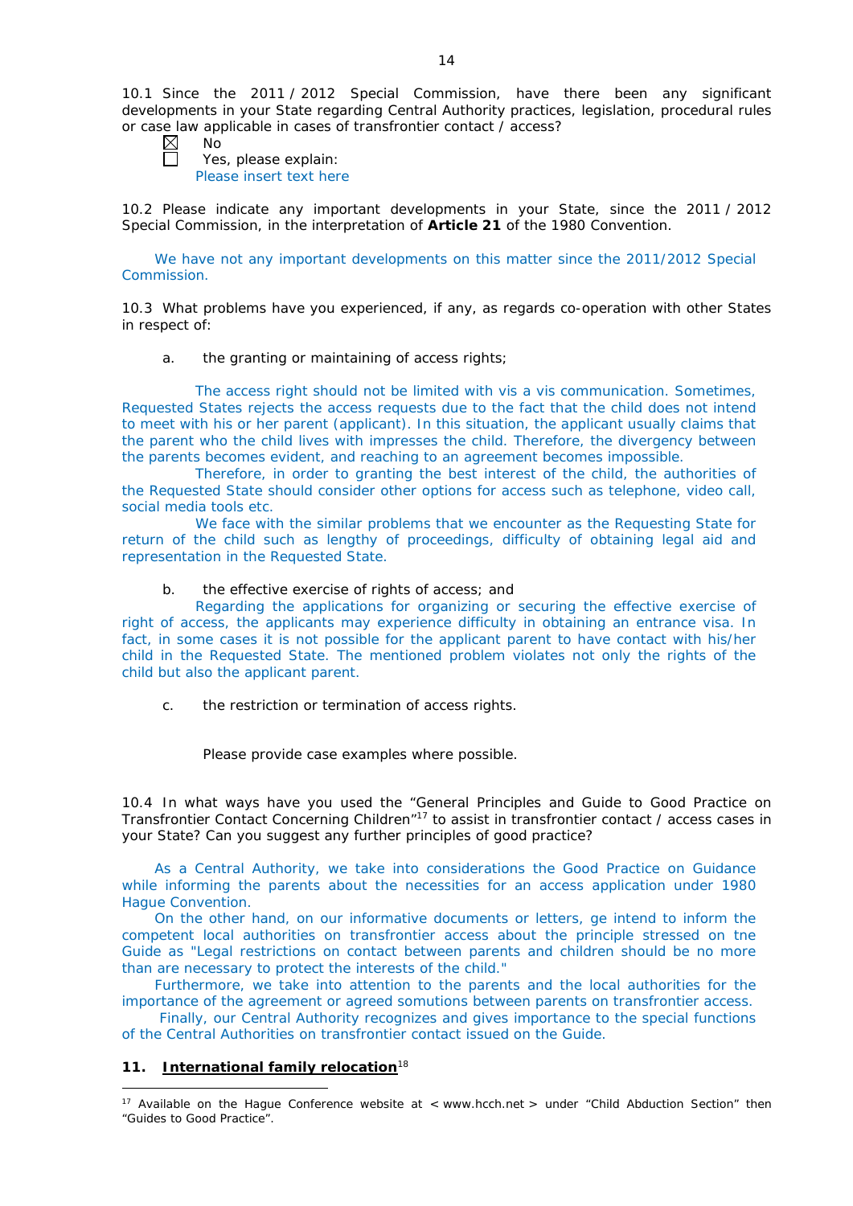10.1 Since the 2011 / 2012 Special Commission, have there been any significant developments in your State regarding Central Authority practices, legislation, procedural rules or case law applicable in cases of transfrontier contact / access?

☒ No
☐ Yes, please explain:
Please insert text here

10.2 Please indicate any important developments in your State, since the 2011 / 2012 Special Commission, in the interpretation of **Article 21** of the 1980 Convention.

We have not any important developments on this matter since the 2011/2012 Special Commission.

10.3 What problems have you experienced, if any, as regards co-operation with other States in respect of:

a. the granting or maintaining of access rights;

The access right should not be limited with vis a vis communication. Sometimes, Requested States rejects the access requests due to the fact that the child does not intend to meet with his or her parent (applicant). In this situation, the applicant usually claims that the parent who the child lives with impresses the child. Therefore, the divergency between the parents becomes evident, and reaching to an agreement becomes impossible.

Therefore, in order to granting the best interest of the child, the authorities of the Requested State should consider other options for access such as telephone, video call, social media tools etc.

We face with the similar problems that we encounter as the Requesting State for return of the child such as lengthy of proceedings, difficulty of obtaining legal aid and representation in the Requested State.

b. the effective exercise of rights of access; and

Regarding the applications for organizing or securing the effective exercise of right of access, the applicants may experience difficulty in obtaining an entrance visa. In fact, in some cases it is not possible for the applicant parent to have contact with his/her child in the Requested State. The mentioned problem violates not only the rights of the child but also the applicant parent.

c. the restriction or termination of access rights.

Please provide case examples where possible.

10.4 In what ways have you used the "General Principles and Guide to Good Practice on Transfrontier Contact Concerning Children"[17] to assist in transfrontier contact / access cases in your State? Can you suggest any further principles of good practice?

As a Central Authority, we take into considerations the Good Practice on Guidance while informing the parents about the necessities for an access application under 1980 Hague Convention.

On the other hand, on our informative documents or letters, ge intend to inform the competent local authorities on transfrontier access about the principle stressed on tne Guide as "Legal restrictions on contact between parents and children should be no more than are necessary to protect the interests of the child."

Furthermore, we take into attention to the parents and the local authorities for the importance of the agreement or agreed somutions between parents on transfrontier access.

Finally, our Central Authority recognizes and gives importance to the special functions of the Central Authorities on transfrontier contact issued on the Guide.

## 11. International family relocation[18]

[17] Available on the Hague Conference website at < www.hcch.net > under "Child Abduction Section" then "Guides to Good Practice".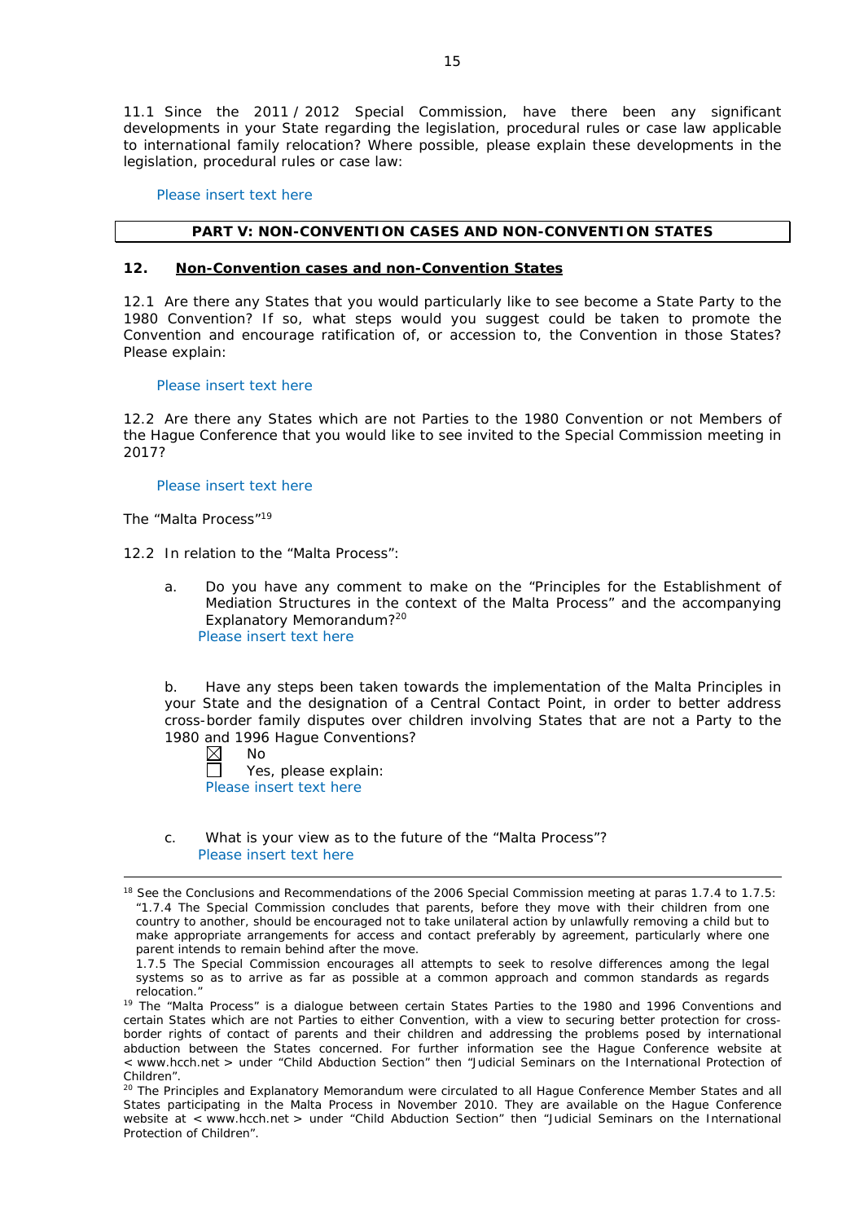11.1 Since the 2011 / 2012 Special Commission, have there been any significant developments in your State regarding the legislation, procedural rules or case law applicable to international family relocation? Where possible, please explain these developments in the legislation, procedural rules or case law:

Please insert text here

| **PART V: NON-CONVENTION CASES AND NON-CONVENTION STATES** |
|---|

## 12. Non-Convention cases and non-Convention States

12.1 Are there any States that you would particularly like to see become a State Party to the 1980 Convention? If so, what steps would you suggest could be taken to promote the Convention and encourage ratification of, or accession to, the Convention in those States? Please explain:

Please insert text here

12.2 Are there any States which are not Parties to the 1980 Convention or not Members of the Hague Conference that you would like to see invited to the Special Commission meeting in 2017?

Please insert text here

The "Malta Process"[19]

12.2 In relation to the "Malta Process":

a. Do you have any comment to make on the "Principles for the Establishment of Mediation Structures in the context of the Malta Process" and the accompanying Explanatory Memorandum?[20]
Please insert text here

b. Have any steps been taken towards the implementation of the Malta Principles in your State and the designation of a Central Contact Point, in order to better address cross-border family disputes over children involving States that are not a Party to the 1980 and 1996 Hague Conventions?
☒ No
☐ Yes, please explain:
Please insert text here

c. What is your view as to the future of the "Malta Process"?
Please insert text here

---

[18] See the Conclusions and Recommendations of the 2006 Special Commission meeting at paras 1.7.4 to 1.7.5: "1.7.4 The Special Commission concludes that parents, before they move with their children from one country to another, should be encouraged not to take unilateral action by unlawfully removing a child but to make appropriate arrangements for access and contact preferably by agreement, particularly where one parent intends to remain behind after the move.
1.7.5 The Special Commission encourages all attempts to seek to resolve differences among the legal systems so as to arrive as far as possible at a common approach and common standards as regards relocation."

[19] The "Malta Process" is a dialogue between certain States Parties to the 1980 and 1996 Conventions and certain States which are not Parties to either Convention, with a view to securing better protection for cross-border rights of contact of parents and their children and addressing the problems posed by international abduction between the States concerned. For further information see the Hague Conference website at < www.hcch.net > under "Child Abduction Section" then "Judicial Seminars on the International Protection of Children".

[20] The Principles and Explanatory Memorandum were circulated to all Hague Conference Member States and all States participating in the Malta Process in November 2010. They are available on the Hague Conference website at < www.hcch.net > under "Child Abduction Section" then "Judicial Seminars on the International Protection of Children".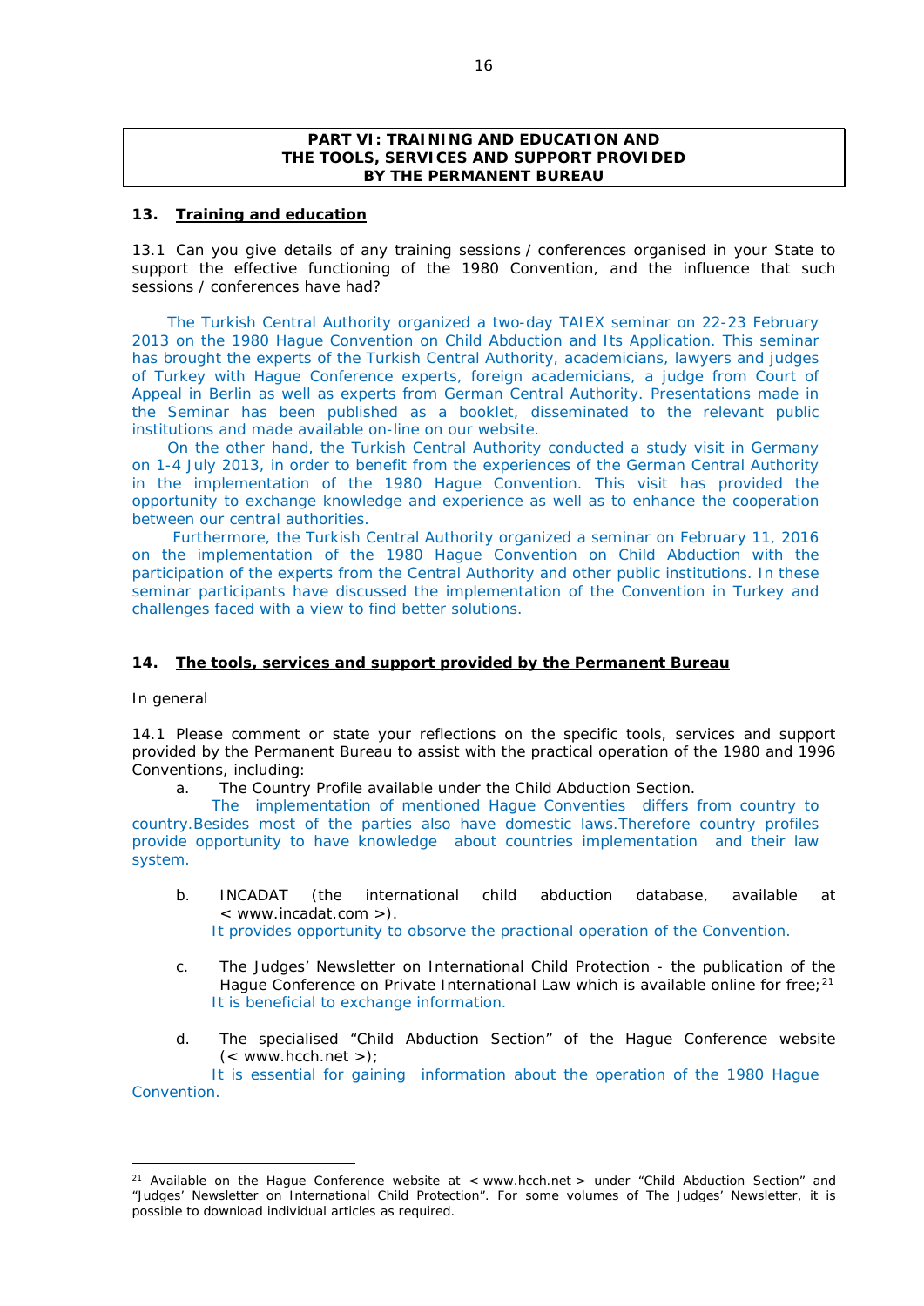## PART VI: TRAINING AND EDUCATION AND THE TOOLS, SERVICES AND SUPPORT PROVIDED BY THE PERMANENT BUREAU

### 13. Training and education

13.1 Can you give details of any training sessions / conferences organised in your State to support the effective functioning of the 1980 Convention, and the influence that such sessions / conferences have had?

The Turkish Central Authority organized a two-day TAIEX seminar on 22-23 February 2013 on the 1980 Hague Convention on Child Abduction and Its Application. This seminar has brought the experts of the Turkish Central Authority, academicians, lawyers and judges of Turkey with Hague Conference experts, foreign academicians, a judge from Court of Appeal in Berlin as well as experts from German Central Authority. Presentations made in the Seminar has been published as a booklet, disseminated to the relevant public institutions and made available on-line on our website.

On the other hand, the Turkish Central Authority conducted a study visit in Germany on 1-4 July 2013, in order to benefit from the experiences of the German Central Authority in the implementation of the 1980 Hague Convention. This visit has provided the opportunity to exchange knowledge and experience as well as to enhance the cooperation between our central authorities.

Furthermore, the Turkish Central Authority organized a seminar on February 11, 2016 on the implementation of the 1980 Hague Convention on Child Abduction with the participation of the experts from the Central Authority and other public institutions. In these seminar participants have discussed the implementation of the Convention in Turkey and challenges faced with a view to find better solutions.

### 14. The tools, services and support provided by the Permanent Bureau

*In general*

14.1 Please comment or state your reflections on the specific tools, services and support provided by the Permanent Bureau to assist with the practical operation of the 1980 and 1996 Conventions, including:

a. The Country Profile available under the Child Abduction Section.

The implementation of mentioned Hague Conventies differs from country to country.Besides most of the parties also have domestic laws.Therefore country profiles provide opportunity to have knowledge about countries implementation and their law system.

b. INCADAT (the international child abduction database, available at < www.incadat.com >).

It provides opportunity to obsorve the practional operation of the Convention.

c. The Judges' Newsletter on International Child Protection - the publication of the Hague Conference on Private International Law which is available online for free;[21]

It is beneficial to exchange information.

d. The specialised "Child Abduction Section" of the Hague Conference website (< www.hcch.net >);

It is essential for gaining information about the operation of the 1980 Hague Convention.

---

[21] Available on the Hague Conference website at < www.hcch.net > under "Child Abduction Section" and "Judges' Newsletter on International Child Protection". For some volumes of The Judges' Newsletter, it is possible to download individual articles as required.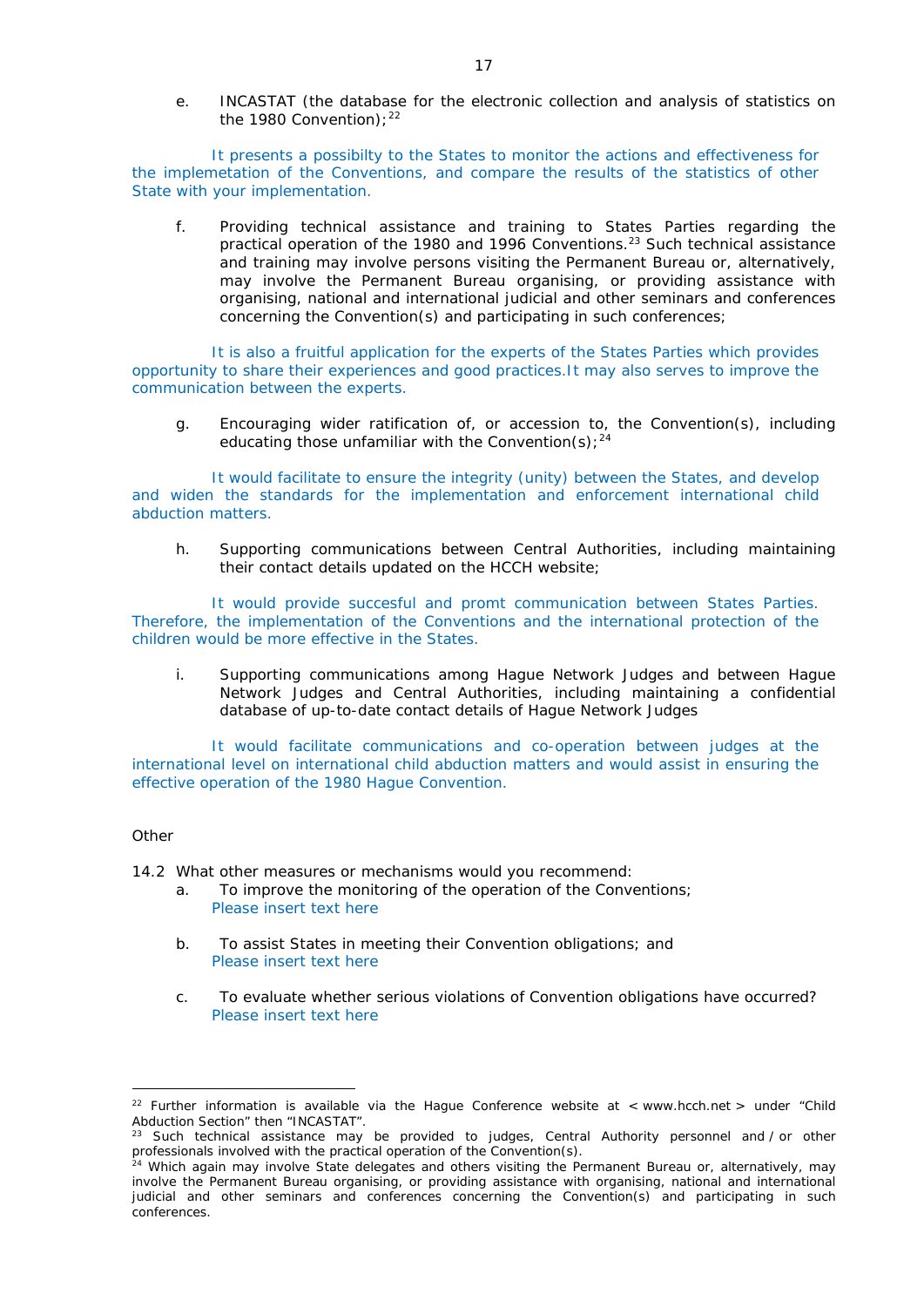e. INCASTAT (the database for the electronic collection and analysis of statistics on the 1980 Convention);[22]

It presents a possibilty to the States to monitor the actions and effectiveness for the implemetation of the Conventions, and compare the results of the statistics of other State with your implementation.

f. Providing technical assistance and training to States Parties regarding the practical operation of the 1980 and 1996 Conventions.[23] Such technical assistance and training may involve persons visiting the Permanent Bureau or, alternatively, may involve the Permanent Bureau organising, or providing assistance with organising, national and international judicial and other seminars and conferences concerning the Convention(s) and participating in such conferences;

It is also a fruitful application for the experts of the States Parties which provides opportunity to share their experiences and good practices.It may also serves to improve the communication between the experts.

g. Encouraging wider ratification of, or accession to, the Convention(s), including educating those unfamiliar with the Convention(s);[24]

It would facilitate to ensure the integrity (unity) between the States, and develop and widen the standards for the implementation and enforcement international child abduction matters.

h. Supporting communications between Central Authorities, including maintaining their contact details updated on the HCCH website;

It would provide succesful and promt communication between States Parties. Therefore, the implementation of the Conventions and the international protection of the children would be more effective in the States.

i. Supporting communications among Hague Network Judges and between Hague Network Judges and Central Authorities, including maintaining a confidential database of up-to-date contact details of Hague Network Judges

It would facilitate communications and co-operation between judges at the international level on international child abduction matters and would assist in ensuring the effective operation of the 1980 Hague Convention.

Other

14.2 What other measures or mechanisms would you recommend:

a. To improve the monitoring of the operation of the Conventions;
Please insert text here

b. To assist States in meeting their Convention obligations; and
Please insert text here

c. To evaluate whether serious violations of Convention obligations have occurred?
Please insert text here

---

[22] Further information is available via the Hague Conference website at < www.hcch.net > under "Child Abduction Section" then "INCASTAT".

[23] Such technical assistance may be provided to judges, Central Authority personnel and / or other professionals involved with the practical operation of the Convention(s).

[24] Which again may involve State delegates and others visiting the Permanent Bureau or, alternatively, may involve the Permanent Bureau organising, or providing assistance with organising, national and international judicial and other seminars and conferences concerning the Convention(s) and participating in such conferences.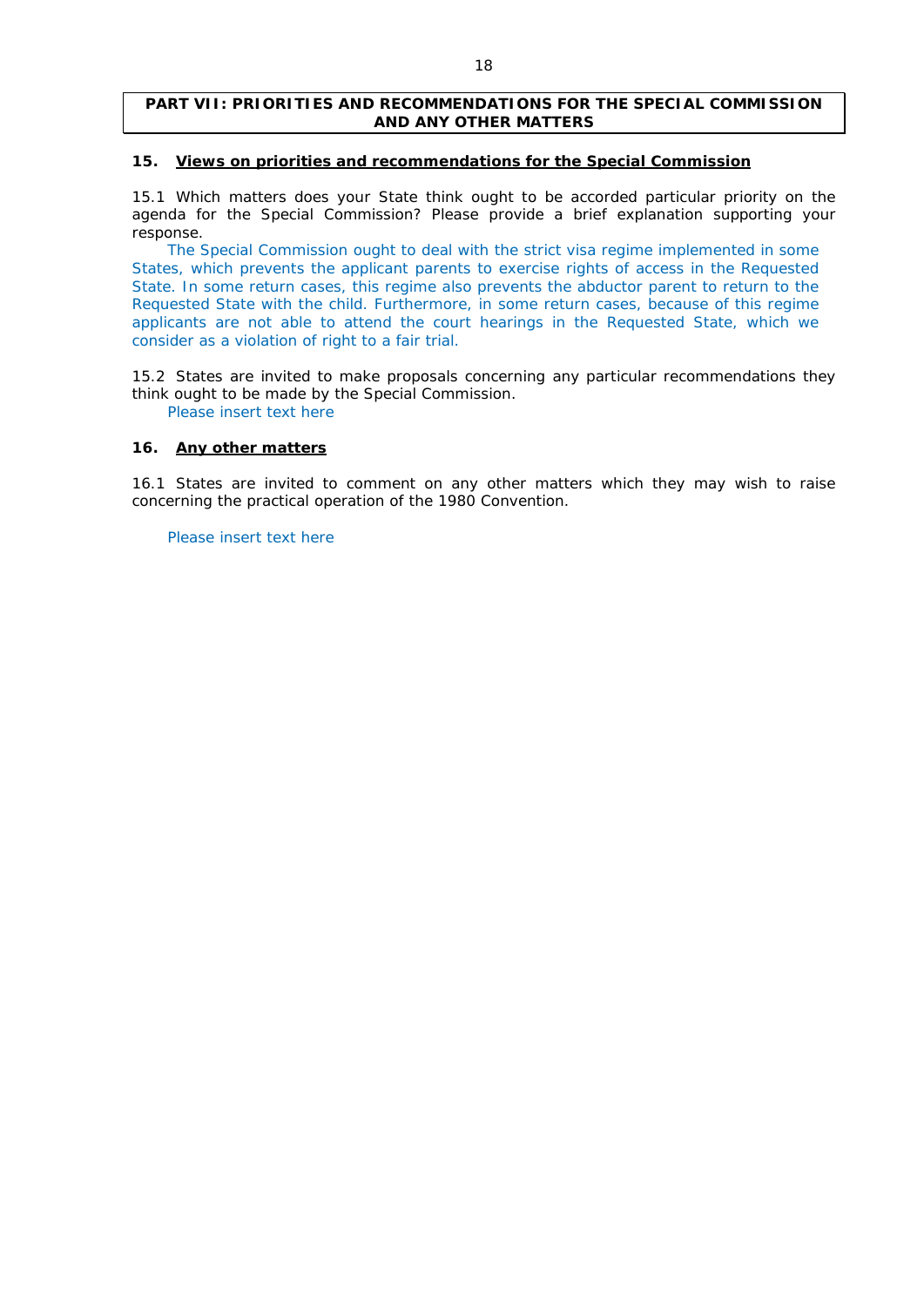## PART VII: PRIORITIES AND RECOMMENDATIONS FOR THE SPECIAL COMMISSION AND ANY OTHER MATTERS

### 15. Views on priorities and recommendations for the Special Commission

15.1 Which matters does your State think ought to be accorded particular priority on the agenda for the Special Commission? Please provide a brief explanation supporting your response.

The Special Commission ought to deal with the strict visa regime implemented in some States, which prevents the applicant parents to exercise rights of access in the Requested State. In some return cases, this regime also prevents the abductor parent to return to the Requested State with the child. Furthermore, in some return cases, because of this regime applicants are not able to attend the court hearings in the Requested State, which we consider as a violation of right to a fair trial.

15.2 States are invited to make proposals concerning any particular recommendations they think ought to be made by the Special Commission.

Please insert text here

### 16. Any other matters

16.1 States are invited to comment on any other matters which they may wish to raise concerning the practical operation of the 1980 Convention.

Please insert text here